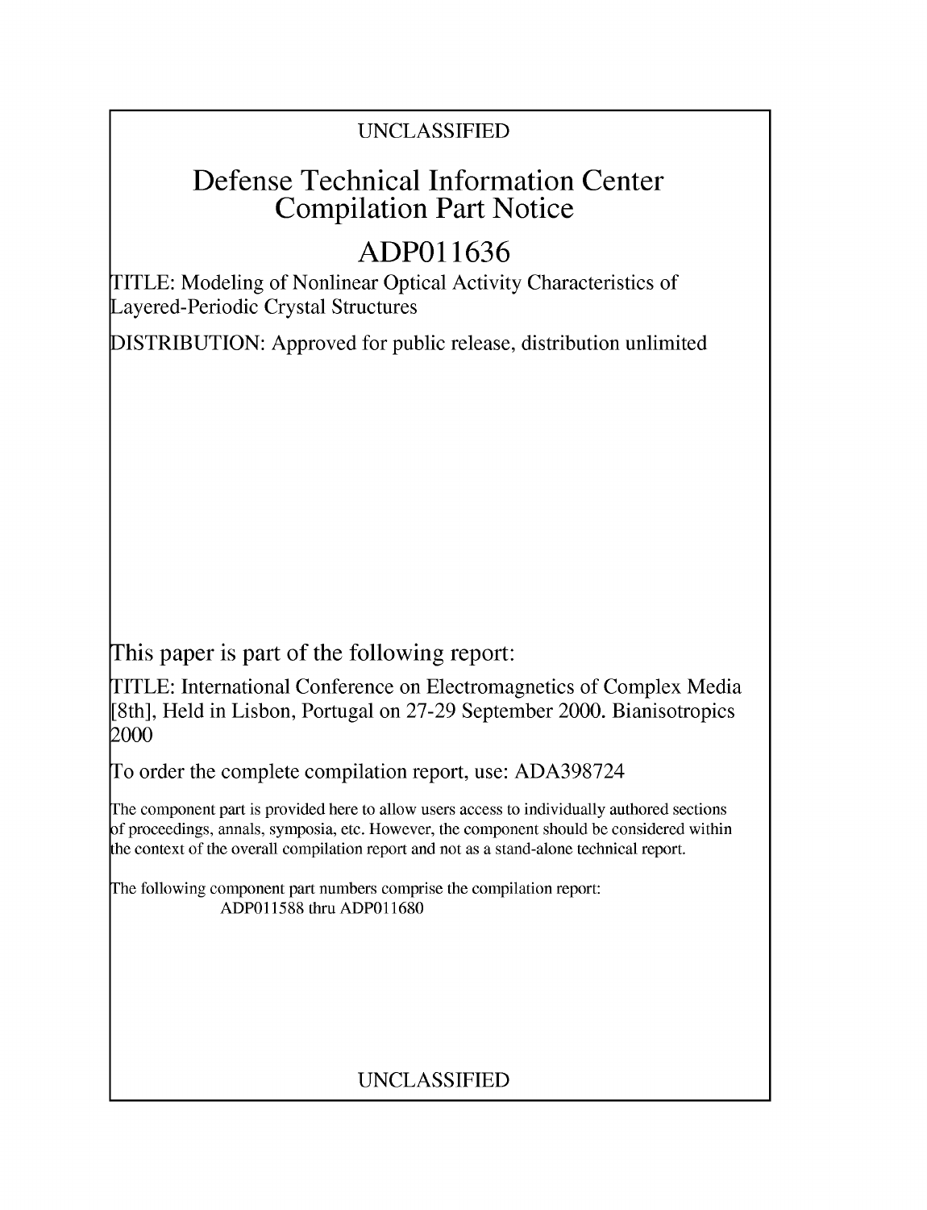UNCLASSIFIED

# Defense Technical Information Center Compilation Part Notice

## ADP011636

TITLE: Modeling of Nonlinear Optical Activity Characteristics of Layered-Periodic Crystal Structures

DISTRIBUTION: Approved for public release, distribution unlimited

This paper is part of the following report:

TITLE: International Conference on Electromagnetics of Complex Media [8th], Held in Lisbon, Portugal on 27-29 September 2000. Bianisotropics 2000

To order the complete compilation report, use: ADA398724

The component part is provided here to allow users access to individually authored sections of proceedings, annals, symposia, etc. However, the component should be considered within the context of the overall compilation report and not as a stand-alone technical report.

The following component part numbers comprise the compilation report:
ADP011588 thru ADP011680

UNCLASSIFIED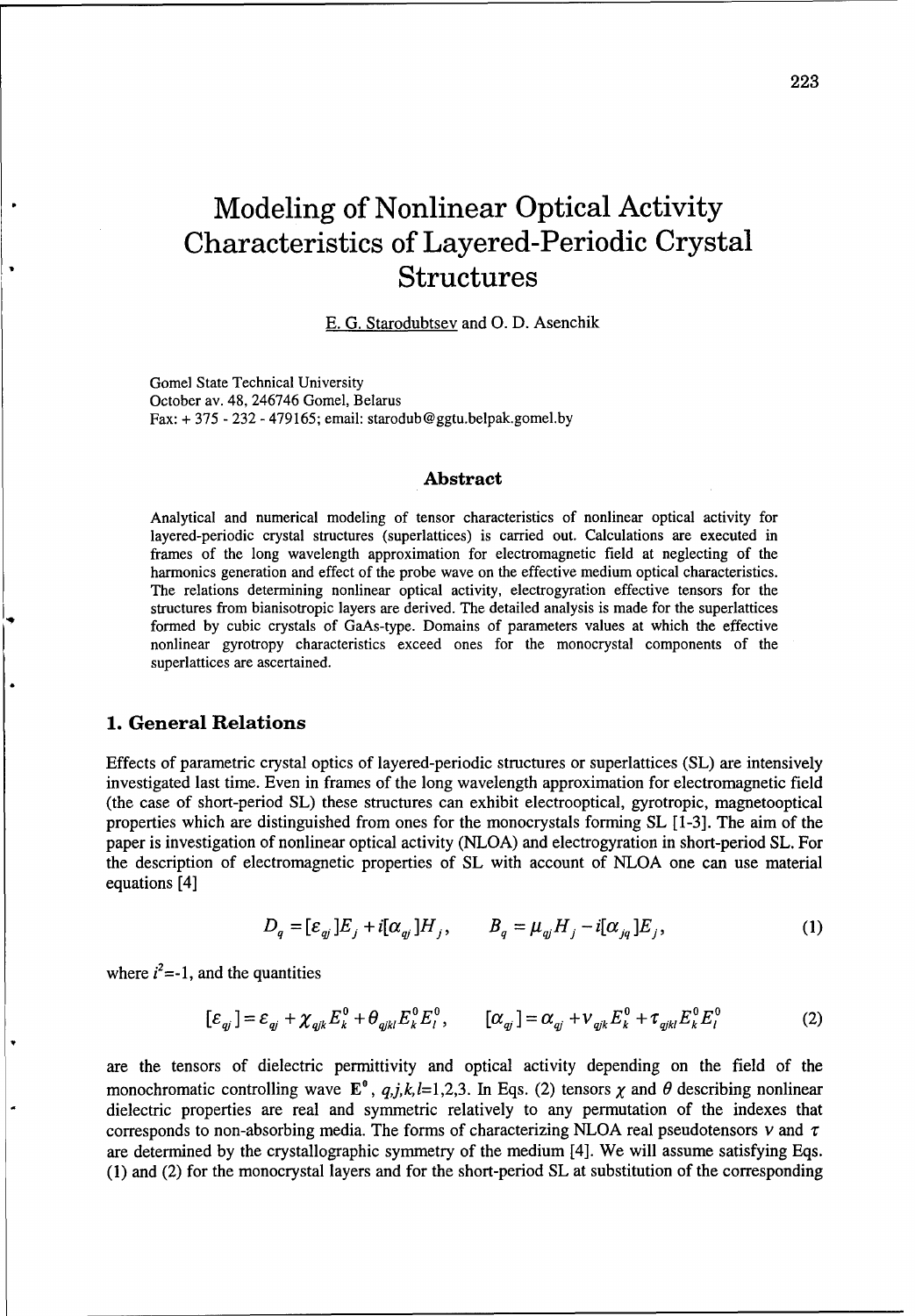# Modeling of Nonlinear Optical Activity Characteristics of Layered-Periodic Crystal Structures

E. G. Starodubtsev and O. D. Asenchik

Gomel State Technical University
October av. 48, 246746 Gomel, Belarus
Fax: + 375 - 232 - 479165; email: starodub@ggtu.belpak.gomel.by

### Abstract

Analytical and numerical modeling of tensor characteristics of nonlinear optical activity for layered-periodic crystal structures (superlattices) is carried out. Calculations are executed in frames of the long wavelength approximation for electromagnetic field at neglecting of the harmonics generation and effect of the probe wave on the effective medium optical characteristics. The relations determining nonlinear optical activity, electrogyration effective tensors for the structures from bianisotropic layers are derived. The detailed analysis is made for the superlattices formed by cubic crystals of GaAs-type. Domains of parameters values at which the effective nonlinear gyrotropy characteristics exceed ones for the monocrystal components of the superlattices are ascertained.

## 1. General Relations

Effects of parametric crystal optics of layered-periodic structures or superlattices (SL) are intensively investigated last time. Even in frames of the long wavelength approximation for electromagnetic field (the case of short-period SL) these structures can exhibit electrooptical, gyrotropic, magnetooptical properties which are distinguished from ones for the monocrystals forming SL [1-3]. The aim of the paper is investigation of nonlinear optical activity (NLOA) and electrogyration in short-period SL. For the description of electromagnetic properties of SL with account of NLOA one can use material equations [4]

$$D_q = [\varepsilon_{qj}]E_j + i[\alpha_{qj}]H_j, \qquad B_q = \mu_{qj}H_j - i[\alpha_{jq}]E_j, \tag{1}$$

where $i^2$=-1, and the quantities

$$[\varepsilon_{qj}] = \varepsilon_{qj} + \chi_{qjk}E_k^0 + \theta_{qjkl}E_k^0E_l^0, \qquad [\alpha_{qj}] = \alpha_{qj} + \nu_{qjk}E_k^0 + \tau_{qjkl}E_k^0E_l^0 \tag{2}$$

are the tensors of dielectric permittivity and optical activity depending on the field of the monochromatic controlling wave $\mathbf{E}^0$, $q,j,k,l$=1,2,3. In Eqs. (2) tensors $\chi$ and $\theta$ describing nonlinear dielectric properties are real and symmetric relatively to any permutation of the indexes that corresponds to non-absorbing media. The forms of characterizing NLOA real pseudotensors $\nu$ and $\tau$ are determined by the crystallographic symmetry of the medium [4]. We will assume satisfying Eqs. (1) and (2) for the monocrystal layers and for the short-period SL at substitution of the corresponding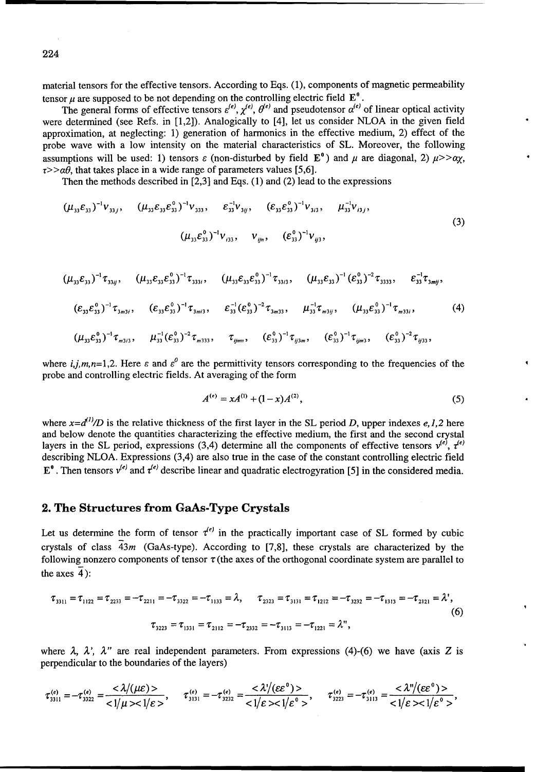material tensors for the effective tensors. According to Eqs. (1), components of magnetic permeability tensor $\mu$ are supposed to be not depending on the controlling electric field $\mathbf{E}^0$.

The general forms of effective tensors $\varepsilon^{(e)}$, $\chi^{(e)}$, $\theta^{(e)}$ and pseudotensor $\alpha^{(e)}$ of linear optical activity were determined (see Refs. in [1,2]). Analogically to [4], let us consider NLOA in the given field approximation, at neglecting: 1) generation of harmonics in the effective medium, 2) effect of the probe wave with a low intensity on the material characteristics of SL. Moreover, the following assumptions will be used: 1) tensors $\varepsilon$ (non-disturbed by field $\mathbf{E}^0$) and $\mu$ are diagonal, 2) $\mu >> \alpha\chi$, $\tau >> \alpha\theta$, that takes place in a wide range of parameters values [5,6].

Then the methods described in [2,3] and Eqs. (1) and (2) lead to the expressions

$$
\begin{gathered}
(\mu_{33}\varepsilon_{33})^{-1}v_{33j}, \quad (\mu_{33}\varepsilon_{33}\varepsilon^0_{33})^{-1}v_{333}, \quad \varepsilon_{33}^{-1}v_{3ij}, \quad (\varepsilon_{33}\varepsilon^0_{33})^{-1}v_{3i3}, \quad \mu_{33}^{-1}v_{i3j}, \\
(\mu_{33}\varepsilon^0_{33})^{-1}v_{i33}, \quad v_{ijn}, \quad (\varepsilon^0_{33})^{-1}v_{ij3},
\end{gathered}
\tag{3}
$$

$$
\begin{gathered}
(\mu_{33}\varepsilon_{33})^{-1}\tau_{33ij}, \quad (\mu_{33}\varepsilon_{33}\varepsilon^0_{33})^{-1}\tau_{333i}, \quad (\mu_{33}\varepsilon_{33}\varepsilon^0_{33})^{-1}\tau_{33i3}, \quad (\mu_{33}\varepsilon_{33})^{-1}(\varepsilon^0_{33})^{-2}\tau_{3333}, \quad \varepsilon_{33}^{-1}\tau_{3mij}, \\
(\varepsilon_{33}\varepsilon^0_{33})^{-1}\tau_{3m3i}, \quad (\varepsilon_{33}\varepsilon^0_{33})^{-1}\tau_{3mi3}, \quad \varepsilon_{33}^{-1}(\varepsilon^0_{33})^{-2}\tau_{3m33}, \quad \mu_{33}^{-1}\tau_{m3ij}, \quad (\mu_{33}\varepsilon^0_{33})^{-1}\tau_{m33i}, \\
(\mu_{33}\varepsilon^0_{33})^{-1}\tau_{m3i3}, \quad \mu_{33}^{-1}(\varepsilon^0_{33})^{-2}\tau_{m333}, \quad \tau_{ijmn}, \quad (\varepsilon^0_{33})^{-1}\tau_{ij3m}, \quad (\varepsilon^0_{33})^{-1}\tau_{ijm3}, \quad (\varepsilon^0_{33})^{-2}\tau_{ij33},
\end{gathered}
\tag{4}
$$

where $i,j,m,n$=1,2. Here $\varepsilon$ and $\varepsilon^0$ are the permittivity tensors corresponding to the frequencies of the probe and controlling electric fields. At averaging of the form

$$
A^{(e)} = xA^{(1)} + (1-x)A^{(2)}, \tag{5}
$$

where $x=d^{(1)}/D$ is the relative thickness of the first layer in the SL period $D$, upper indexes $e,1,2$ here and below denote the quantities characterizing the effective medium, the first and the second crystal layers in the SL period, expressions (3,4) determine all the components of effective tensors $v^{(e)}$, $\tau^{(e)}$ describing NLOA. Expressions (3,4) are also true in the case of the constant controlling electric field $\mathbf{E}^0$. Then tensors $v^{(e)}$ and $\tau^{(e)}$ describe linear and quadratic electrogyration [5] in the considered media.

## 2. The Structures from GaAs-Type Crystals

Let us determine the form of tensor $\tau^{(e)}$ in the practically important case of SL formed by cubic crystals of class $\bar{4}3m$ (GaAs-type). According to [7,8], these crystals are characterized by the following nonzero components of tensor $\tau$ (the axes of the orthogonal coordinate system are parallel to the axes $\bar{4}$):

$$
\begin{gathered}
\tau_{3311} = \tau_{1122} = \tau_{2233} = -\tau_{2211} = -\tau_{3322} = -\tau_{1133} = \lambda, \quad \tau_{2323} = \tau_{3131} = \tau_{1212} = -\tau_{3232} = -\tau_{1313} = -\tau_{2121} = \lambda', \\
\tau_{3223} = \tau_{1331} = \tau_{2112} = -\tau_{2332} = -\tau_{3113} = -\tau_{1221} = \lambda'',
\end{gathered}
\tag{6}
$$

where $\lambda$, $\lambda'$, $\lambda''$ are real independent parameters. From expressions (4)-(6) we have (axis $Z$ is perpendicular to the boundaries of the layers)

$$
\tau^{(e)}_{3311} = -\tau^{(e)}_{3322} = \frac{<\lambda/(\mu\varepsilon)>}{<1/\mu><1/\varepsilon>}, \quad \tau^{(e)}_{3131} = -\tau^{(e)}_{3232} = \frac{<\lambda'/(\varepsilon\varepsilon^0)>}{<1/\varepsilon><1/\varepsilon^0>}, \quad \tau^{(e)}_{3223} = -\tau^{(e)}_{3113} = \frac{<\lambda''/(\varepsilon\varepsilon^0)>}{<1/\varepsilon><1/\varepsilon^0>},
$$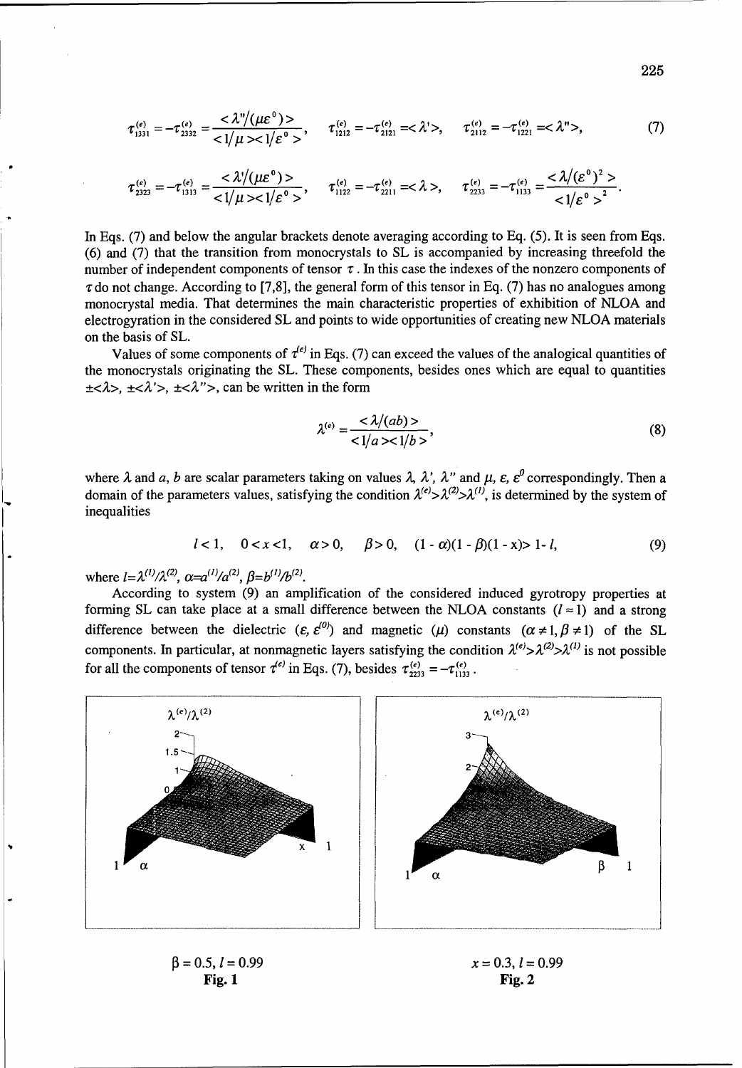$$\tau^{(e)}_{1331} = -\tau^{(e)}_{2332} = \frac{<\lambda''/(\mu\varepsilon^0)>}{<1/\mu><1/\varepsilon^0>}, \quad \tau^{(e)}_{1212} = -\tau^{(e)}_{2121} = <\lambda'>, \quad \tau^{(e)}_{2112} = -\tau^{(e)}_{1221} = <\lambda''>, \tag{7}$$

$$\tau^{(e)}_{2323} = -\tau^{(e)}_{1313} = \frac{<\lambda'/(\mu\varepsilon^0)>}{<1/\mu><1/\varepsilon^0>}, \quad \tau^{(e)}_{1122} = -\tau^{(e)}_{2211} = <\lambda>, \quad \tau^{(e)}_{2233} = -\tau^{(e)}_{1133} = \frac{<\lambda/(\varepsilon^0)^2>}{<1/\varepsilon^0>^2}.$$

In Eqs. (7) and below the angular brackets denote averaging according to Eq. (5). It is seen from Eqs. (6) and (7) that the transition from monocrystals to SL is accompanied by increasing threefold the number of independent components of tensor $\tau$. In this case the indexes of the nonzero components of $\tau$ do not change. According to [7,8], the general form of this tensor in Eq. (7) has no analogues among monocrystal media. That determines the main characteristic properties of exhibition of NLOA and electrogyration in the considered SL and points to wide opportunities of creating new NLOA materials on the basis of SL.

Values of some components of $\tau^{(e)}$ in Eqs. (7) can exceed the values of the analogical quantities of the monocrystals originating the SL. These components, besides ones which are equal to quantities $\pm<\lambda>$, $\pm<\lambda'>$, $\pm<\lambda''>$, can be written in the form

$$\lambda^{(e)} = \frac{<\lambda/(ab)>}{<1/a><1/b>}, \tag{8}$$

where $\lambda$ and $a$, $b$ are scalar parameters taking on values $\lambda$, $\lambda'$, $\lambda''$ and $\mu$, $\varepsilon$, $\varepsilon^0$ correspondingly. Then a domain of the parameters values, satisfying the condition $\lambda^{(e)}>\lambda^{(2)}>\lambda^{(1)}$, is determined by the system of inequalities

$$l<1, \quad 0<x<1, \quad \alpha>0, \quad \beta>0, \quad (1-\alpha)(1-\beta)(1-x)>1-l, \tag{9}$$

where $l=\lambda^{(1)}/\lambda^{(2)}$, $\alpha=a^{(1)}/a^{(2)}$, $\beta=b^{(1)}/b^{(2)}$.

According to system (9) an amplification of the considered induced gyrotropy properties at forming SL can take place at a small difference between the NLOA constants ($l\approx1$) and a strong difference between the dielectric ($\varepsilon$, $\varepsilon^{(0)}$) and magnetic ($\mu$) constants ($\alpha\neq1, \beta\neq1$) of the SL components. In particular, at nonmagnetic layers satisfying the condition $\lambda^{(e)}>\lambda^{(2)}>\lambda^{(1)}$ is not possible for all the components of tensor $\tau^{(e)}$ in Eqs. (7), besides $\tau^{(e)}_{2233}=-\tau^{(e)}_{1133}$.

$\beta = 0.5$, $l = 0.99$

**Fig. 1**

$x = 0.3$, $l = 0.99$

**Fig. 2**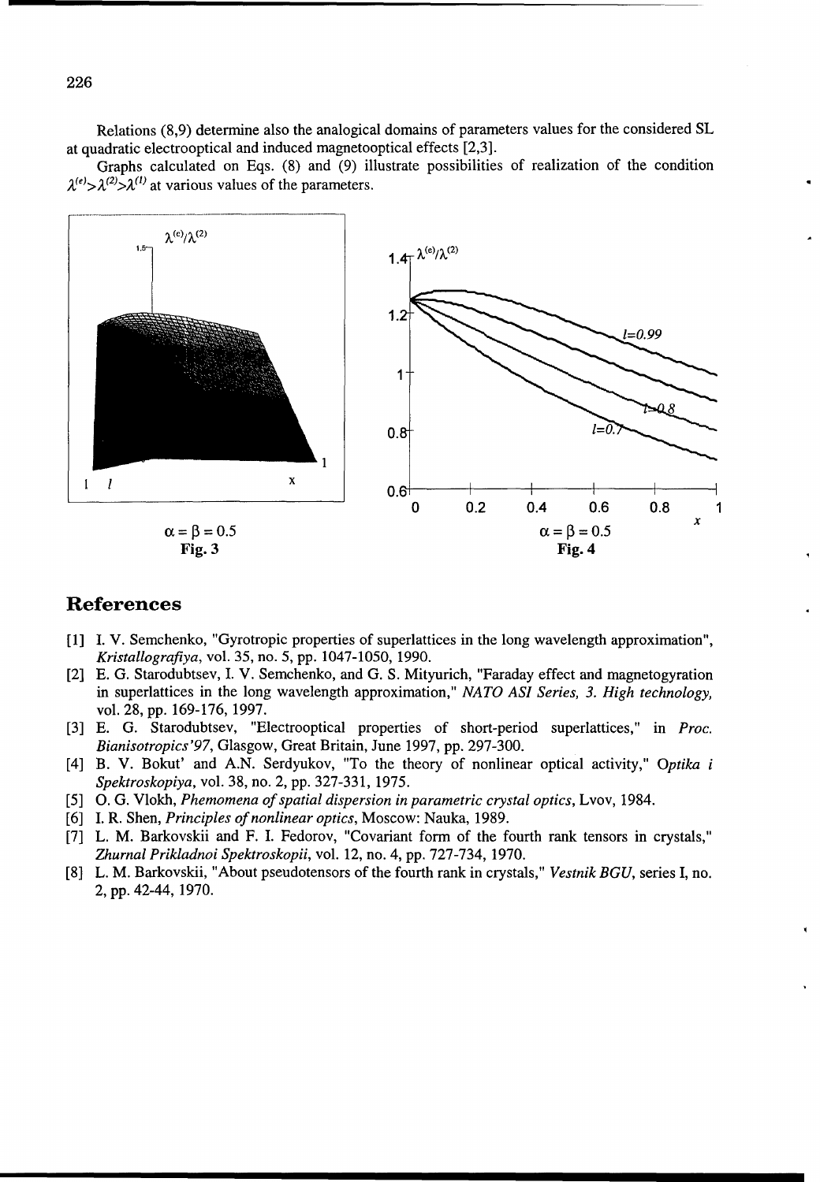Relations (8,9) determine also the analogical domains of parameters values for the considered SL at quadratic electrooptical and induced magnetooptical effects [2,3].

Graphs calculated on Eqs. (8) and (9) illustrate possibilities of realization of the condition $\lambda^{(e)} > \lambda^{(2)} > \lambda^{(l)}$ at various values of the parameters.

$\lambda^{(e)}/\lambda^{(2)}$

1.5

1

$l$

x

1

$\alpha = \beta = 0.5$

**Fig. 3**

$\lambda^{(e)}/\lambda^{(2)}$

1.4

1.2

1

0.8

0.6

0

0.2

0.4

0.6

0.8

1

$x$

$l=0.99$

$l=0.8$

$l=0.7$

$\alpha = \beta = 0.5$

**Fig. 4**

# References

[1] I. V. Semchenko, "Gyrotropic properties of superlattices in the long wavelength approximation", *Kristallografiya*, vol. 35, no. 5, pp. 1047-1050, 1990.

[2] E. G. Starodubtsev, I. V. Semchenko, and G. S. Mityurich, "Faraday effect and magnetogyration in superlattices in the long wavelength approximation," *NATO ASI Series, 3. High technology*, vol. 28, pp. 169-176, 1997.

[3] E. G. Starodubtsev, "Electrooptical properties of short-period superlattices," in *Proc. Bianisotropics'97*, Glasgow, Great Britain, June 1997, pp. 297-300.

[4] B. V. Bokut' and A.N. Serdyukov, "To the theory of nonlinear optical activity," *Optika i Spektroskopiya*, vol. 38, no. 2, pp. 327-331, 1975.

[5] O. G. Vlokh, *Phemomena of spatial dispersion in parametric crystal optics*, Lvov, 1984.

[6] I. R. Shen, *Principles of nonlinear optics*, Moscow: Nauka, 1989.

[7] L. M. Barkovskii and F. I. Fedorov, "Covariant form of the fourth rank tensors in crystals," *Zhurnal Prikladnoi Spektroskopii*, vol. 12, no. 4, pp. 727-734, 1970.

[8] L. M. Barkovskii, "About pseudotensors of the fourth rank in crystals," *Vestnik BGU*, series I, no. 2, pp. 42-44, 1970.